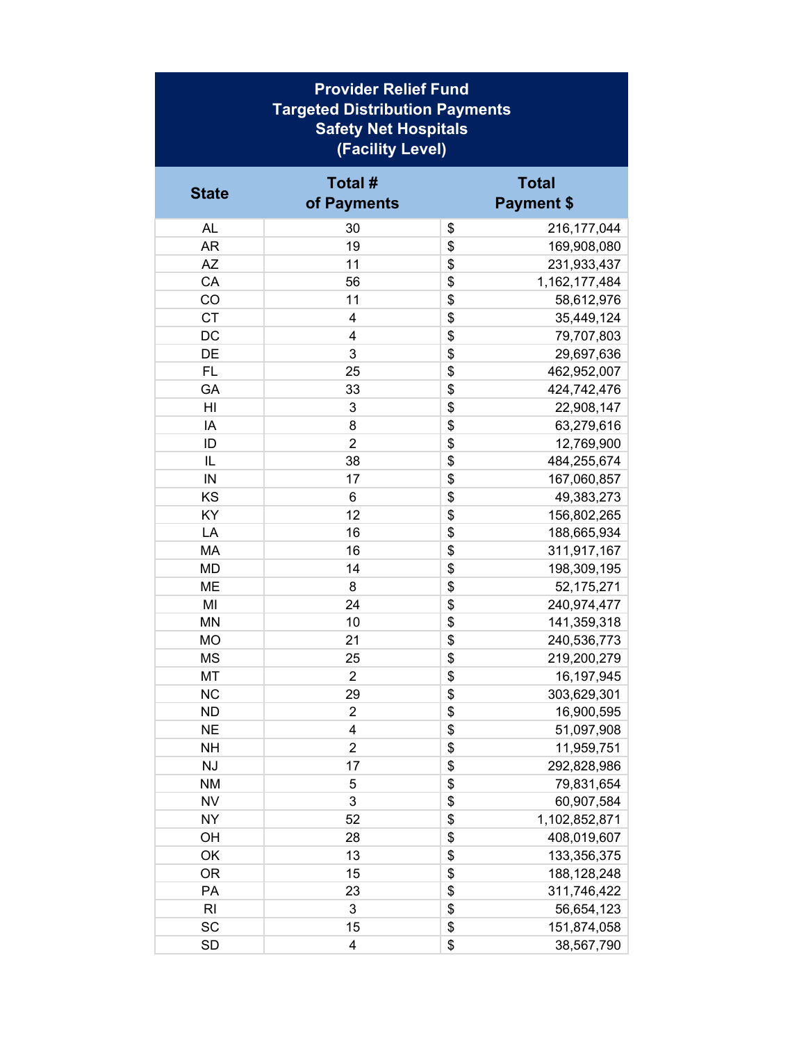# Provider Relief Fund
## Targeted Distribution Payments
## Safety Net Hospitals
## (Facility Level)

| State | Total # of Payments | Total Payment $ |
|---|---|---|
| AL | 30 | $ 216,177,044 |
| AR | 19 | $ 169,908,080 |
| AZ | 11 | $ 231,933,437 |
| CA | 56 | $ 1,162,177,484 |
| CO | 11 | $ 58,612,976 |
| CT | 4 | $ 35,449,124 |
| DC | 4 | $ 79,707,803 |
| DE | 3 | $ 29,697,636 |
| FL | 25 | $ 462,952,007 |
| GA | 33 | $ 424,742,476 |
| HI | 3 | $ 22,908,147 |
| IA | 8 | $ 63,279,616 |
| ID | 2 | $ 12,769,900 |
| IL | 38 | $ 484,255,674 |
| IN | 17 | $ 167,060,857 |
| KS | 6 | $ 49,383,273 |
| KY | 12 | $ 156,802,265 |
| LA | 16 | $ 188,665,934 |
| MA | 16 | $ 311,917,167 |
| MD | 14 | $ 198,309,195 |
| ME | 8 | $ 52,175,271 |
| MI | 24 | $ 240,974,477 |
| MN | 10 | $ 141,359,318 |
| MO | 21 | $ 240,536,773 |
| MS | 25 | $ 219,200,279 |
| MT | 2 | $ 16,197,945 |
| NC | 29 | $ 303,629,301 |
| ND | 2 | $ 16,900,595 |
| NE | 4 | $ 51,097,908 |
| NH | 2 | $ 11,959,751 |
| NJ | 17 | $ 292,828,986 |
| NM | 5 | $ 79,831,654 |
| NV | 3 | $ 60,907,584 |
| NY | 52 | $ 1,102,852,871 |
| OH | 28 | $ 408,019,607 |
| OK | 13 | $ 133,356,375 |
| OR | 15 | $ 188,128,248 |
| PA | 23 | $ 311,746,422 |
| RI | 3 | $ 56,654,123 |
| SC | 15 | $ 151,874,058 |
| SD | 4 | $ 38,567,790 |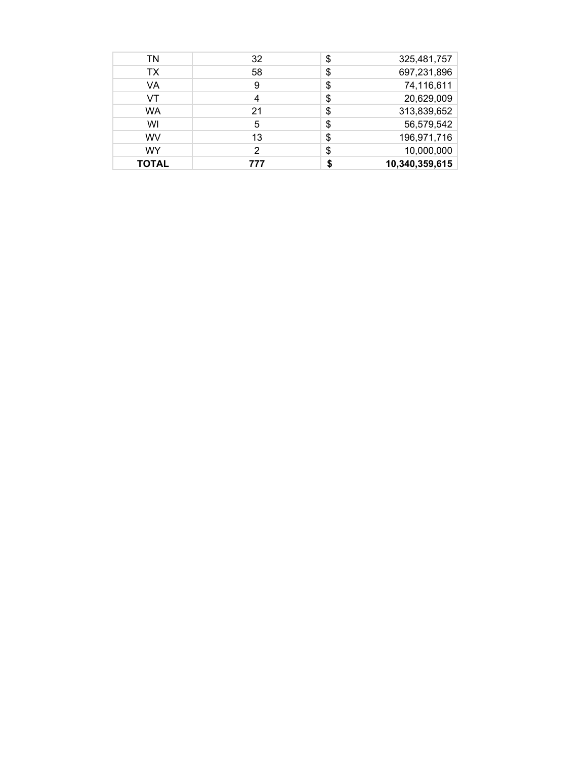| | | | |
|---|---|---|---|
| TN | 32 | $ | 325,481,757 |
| TX | 58 | $ | 697,231,896 |
| VA | 9 | $ | 74,116,611 |
| VT | 4 | $ | 20,629,009 |
| WA | 21 | $ | 313,839,652 |
| WI | 5 | $ | 56,579,542 |
| WV | 13 | $ | 196,971,716 |
| WY | 2 | $ | 10,000,000 |
| **TOTAL** | **777** | **$** | **10,340,359,615** |